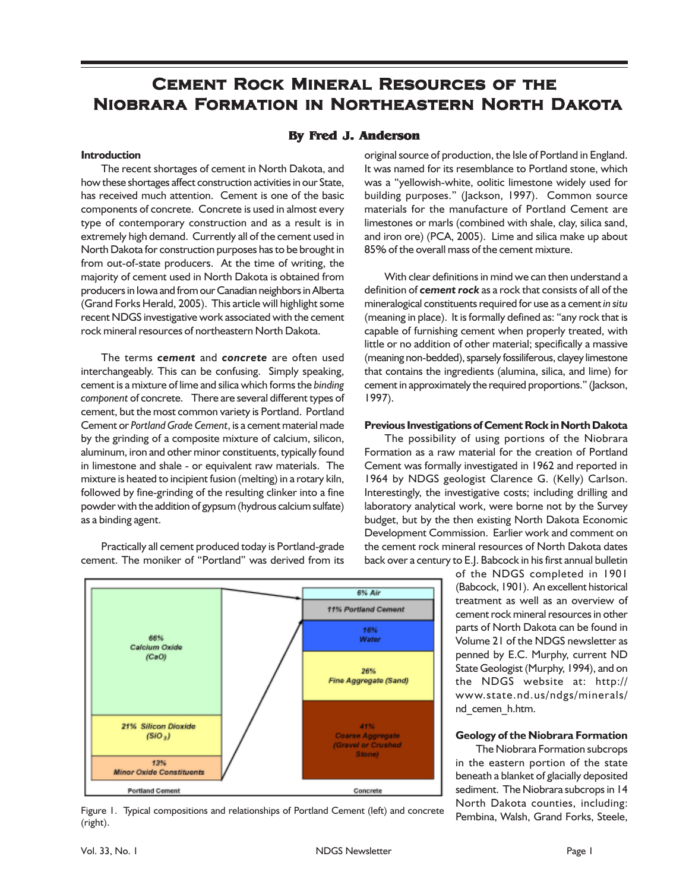#   Cement Rock Mineral Resources of the Niobrara Formation in Northeastern North Dakota

**By Fred J. Anderson**

### Introduction

The recent shortages of cement in North Dakota, and how these shortages affect construction activities in our State, has received much attention. Cement is one of the basic components of concrete. Concrete is used in almost every type of contemporary construction and as a result is in extremely high demand. Currently all of the cement used in North Dakota for construction purposes has to be brought in from out-of-state producers. At the time of writing, the majority of cement used in North Dakota is obtained from producers in Iowa and from our Canadian neighbors in Alberta (Grand Forks Herald, 2005). This article will highlight some recent NDGS investigative work associated with the cement rock mineral resources of northeastern North Dakota.

The terms ***cement*** and ***concrete*** are often used interchangeably. This can be confusing. Simply speaking, cement is a mixture of lime and silica which forms the *binding component* of concrete. There are several different types of cement, but the most common variety is Portland. Portland Cement or *Portland Grade Cement*, is a cement material made by the grinding of a composite mixture of calcium, silicon, aluminum, iron and other minor constituents, typically found in limestone and shale - or equivalent raw materials. The mixture is heated to incipient fusion (melting) in a rotary kiln, followed by fine-grinding of the resulting clinker into a fine powder with the addition of gypsum (hydrous calcium sulfate) as a binding agent.

Practically all cement produced today is Portland-grade cement. The moniker of "Portland" was derived from its original source of production, the Isle of Portland in England. It was named for its resemblance to Portland stone, which was a "yellowish-white, oolitic limestone widely used for building purposes." (Jackson, 1997). Common source materials for the manufacture of Portland Cement are limestones or marls (combined with shale, clay, silica sand, and iron ore) (PCA, 2005). Lime and silica make up about 85% of the overall mass of the cement mixture.

With clear definitions in mind we can then understand a definition of ***cement rock*** as a rock that consists of all of the mineralogical constituents required for use as a cement *in situ* (meaning in place). It is formally defined as: "any rock that is capable of furnishing cement when properly treated, with little or no addition of other material; specifically a massive (meaning non-bedded), sparsely fossiliferous, clayey limestone that contains the ingredients (alumina, silica, and lime) for cement in approximately the required proportions." (Jackson, 1997).

### Previous Investigations of Cement Rock in North Dakota

The possibility of using portions of the Niobrara Formation as a raw material for the creation of Portland Cement was formally investigated in 1962 and reported in 1964 by NDGS geologist Clarence G. (Kelly) Carlson. Interestingly, the investigative costs; including drilling and laboratory analytical work, were borne not by the Survey budget, but by the then existing North Dakota Economic Development Commission. Earlier work and comment on the cement rock mineral resources of North Dakota dates back over a century to E.J. Babcock in his first annual bulletin of the NDGS completed in 1901 (Babcock, 1901). An excellent historical treatment as well as an overview of cement rock mineral resources in other parts of North Dakota can be found in Volume 21 of the NDGS newsletter as penned by E.C. Murphy, current ND State Geologist (Murphy, 1994), and on the NDGS website at: http://www.state.nd.us/ndgs/minerals/nd_cemen_h.htm.

| Portland Cement | Concrete |
|---|---|
| 66% Calcium Oxide (CaO) | 6% Air |
| 21% Silicon Dioxide ($SiO_2$) | 11% Portland Cement |
| 13% Minor Oxide Constituents | 16% Water |
| | 26% Fine Aggregate (Sand) |
| | 41% Coarse Aggregate (Gravel or Crushed Stone) |

Figure 1. Typical compositions and relationships of Portland Cement (left) and concrete (right).

### Geology of the Niobrara Formation

The Niobrara Formation subcrops in the eastern portion of the state beneath a blanket of glacially deposited sediment. The Niobrara subcrops in 14 North Dakota counties, including: Pembina, Walsh, Grand Forks, Steele,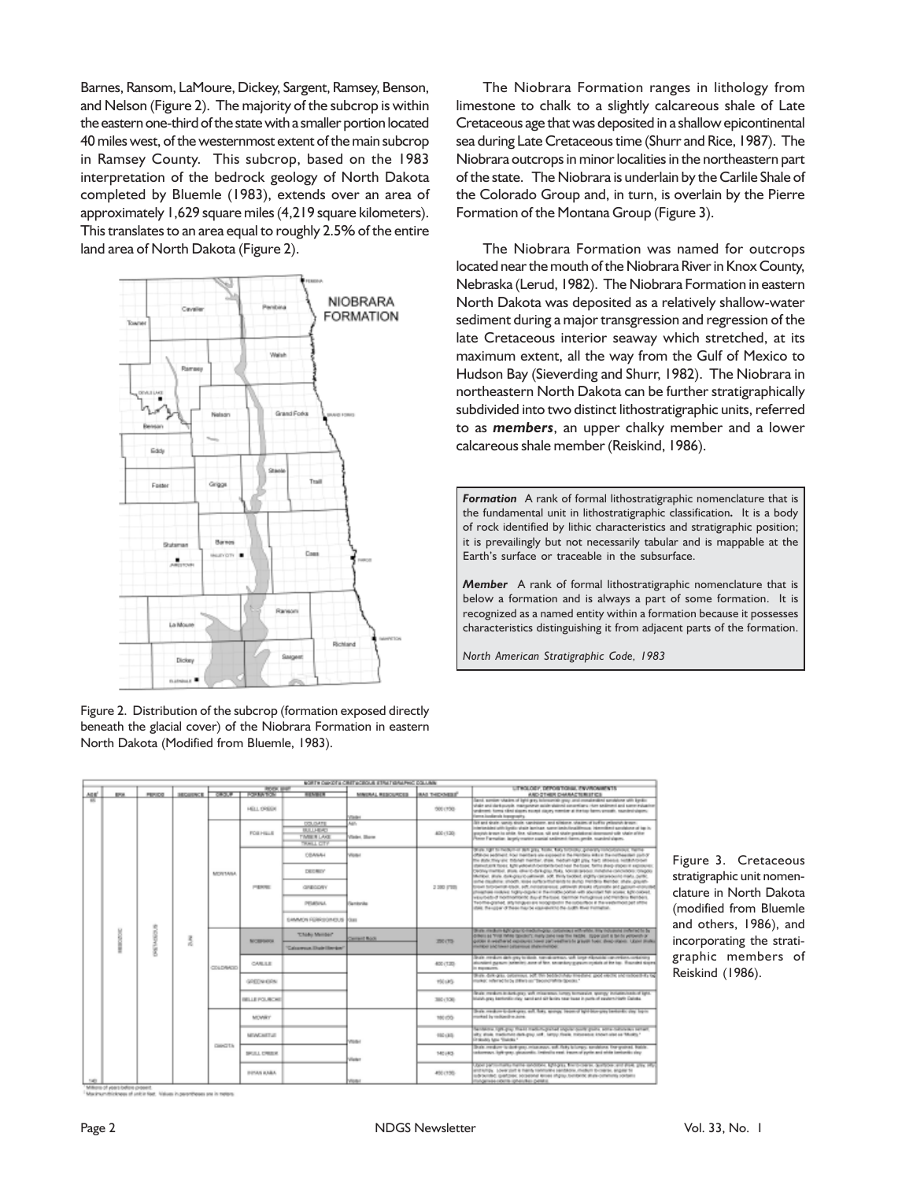Barnes, Ransom, LaMoure, Dickey, Sargent, Ramsey, Benson, and Nelson (Figure 2). The majority of the subcrop is within the eastern one-third of the state with a smaller portion located 40 miles west, of the westernmost extent of the main subcrop in Ramsey County. This subcrop, based on the 1983 interpretation of the bedrock geology of North Dakota completed by Bluemle (1983), extends over an area of approximately 1,629 square miles (4,219 square kilometers). This translates to an area equal to roughly 2.5% of the entire land area of North Dakota (Figure 2).

Figure 2. Distribution of the subcrop (formation exposed directly beneath the glacial cover) of the Niobrara Formation in eastern North Dakota (Modified from Bluemle, 1983).

The Niobrara Formation ranges in lithology from limestone to chalk to a slightly calcareous shale of Late Cretaceous age that was deposited in a shallow epicontinental sea during Late Cretaceous time (Shurr and Rice, 1987). The Niobrara outcrops in minor localities in the northeastern part of the state. The Niobrara is underlain by the Carlile Shale of the Colorado Group and, in turn, is overlain by the Pierre Formation of the Montana Group (Figure 3).

The Niobrara Formation was named for outcrops located near the mouth of the Niobrara River in Knox County, Nebraska (Lerud, 1982). The Niobrara Formation in eastern North Dakota was deposited as a relatively shallow-water sediment during a major transgression and regression of the late Cretaceous interior seaway which stretched, at its maximum extent, all the way from the Gulf of Mexico to Hudson Bay (Sieverding and Shurr, 1982). The Niobrara in northeastern North Dakota can be further stratigraphically subdivided into two distinct lithostratigraphic units, referred to as ***members***, an upper chalky member and a lower calcareous shale member (Reiskind, 1986).

> ***Formation*** A rank of formal lithostratigraphic nomenclature that is the fundamental unit in lithostratigraphic classification. It is a body of rock identified by lithic characteristics and stratigraphic position; it is prevailingly but not necessarily tabular and is mappable at the Earth's surface or traceable in the subsurface.
>
> ***Member*** A rank of formal lithostratigraphic nomenclature that is below a formation and is always a part of some formation. It is recognized as a named entity within a formation because it possesses characteristics distinguishing it from adjacent parts of the formation.
>
> *North American Stratigraphic Code, 1983*

Figure 3. Cretaceous stratigraphic unit nomenclature in North Dakota (modified from Bluemle and others, 1986), and incorporating the stratigraphic members of Reiskind (1986).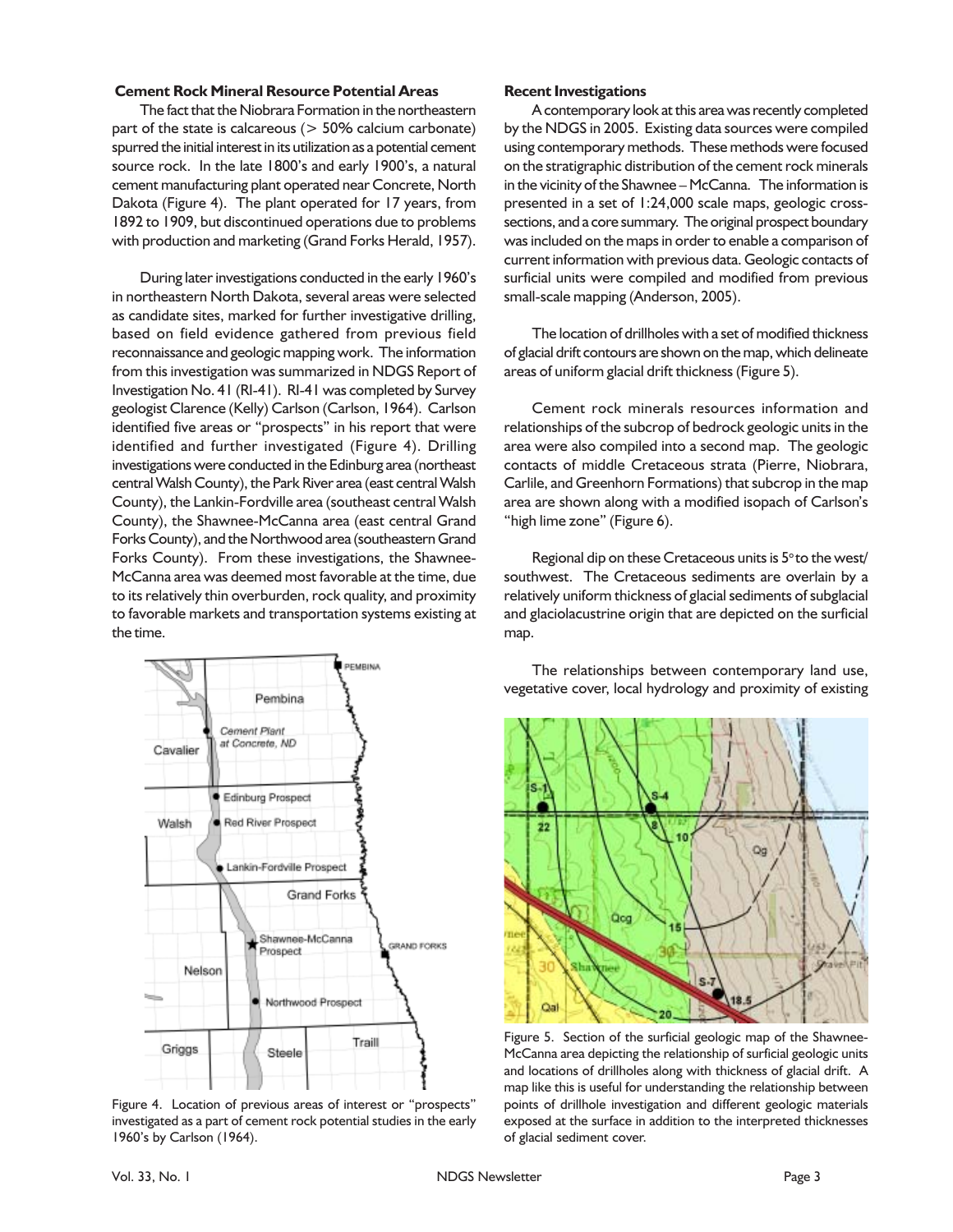### Cement Rock Mineral Resource Potential Areas

The fact that the Niobrara Formation in the northeastern part of the state is calcareous (> 50% calcium carbonate) spurred the initial interest in its utilization as a potential cement source rock. In the late 1800's and early 1900's, a natural cement manufacturing plant operated near Concrete, North Dakota (Figure 4). The plant operated for 17 years, from 1892 to 1909, but discontinued operations due to problems with production and marketing (Grand Forks Herald, 1957).

During later investigations conducted in the early 1960's in northeastern North Dakota, several areas were selected as candidate sites, marked for further investigative drilling, based on field evidence gathered from previous field reconnaissance and geologic mapping work. The information from this investigation was summarized in NDGS Report of Investigation No. 41 (RI-41). RI-41 was completed by Survey geologist Clarence (Kelly) Carlson (Carlson, 1964). Carlson identified five areas or "prospects" in his report that were identified and further investigated (Figure 4). Drilling investigations were conducted in the Edinburg area (northeast central Walsh County), the Park River area (east central Walsh County), the Lankin-Fordville area (southeast central Walsh County), the Shawnee-McCanna area (east central Grand Forks County), and the Northwood area (southeastern Grand Forks County). From these investigations, the Shawnee-McCanna area was deemed most favorable at the time, due to its relatively thin overburden, rock quality, and proximity to favorable markets and transportation systems existing at the time.

Figure 4. Location of previous areas of interest or "prospects" investigated as a part of cement rock potential studies in the early 1960's by Carlson (1964).

### Recent Investigations

A contemporary look at this area was recently completed by the NDGS in 2005. Existing data sources were compiled using contemporary methods. These methods were focused on the stratigraphic distribution of the cement rock minerals in the vicinity of the Shawnee – McCanna. The information is presented in a set of 1:24,000 scale maps, geologic cross-sections, and a core summary. The original prospect boundary was included on the maps in order to enable a comparison of current information with previous data. Geologic contacts of surficial units were compiled and modified from previous small-scale mapping (Anderson, 2005).

The location of drillholes with a set of modified thickness of glacial drift contours are shown on the map, which delineate areas of uniform glacial drift thickness (Figure 5).

Cement rock minerals resources information and relationships of the subcrop of bedrock geologic units in the area were also compiled into a second map. The geologic contacts of middle Cretaceous strata (Pierre, Niobrara, Carlile, and Greenhorn Formations) that subcrop in the map area are shown along with a modified isopach of Carlson's "high lime zone" (Figure 6).

Regional dip on these Cretaceous units is 5° to the west/southwest. The Cretaceous sediments are overlain by a relatively uniform thickness of glacial sediments of subglacial and glaciolacustrine origin that are depicted on the surficial map.

The relationships between contemporary land use, vegetative cover, local hydrology and proximity of existing

Figure 5. Section of the surficial geologic map of the Shawnee-McCanna area depicting the relationship of surficial geologic units and locations of drillholes along with thickness of glacial drift. A map like this is useful for understanding the relationship between points of drillhole investigation and different geologic materials exposed at the surface in addition to the interpreted thicknesses of glacial sediment cover.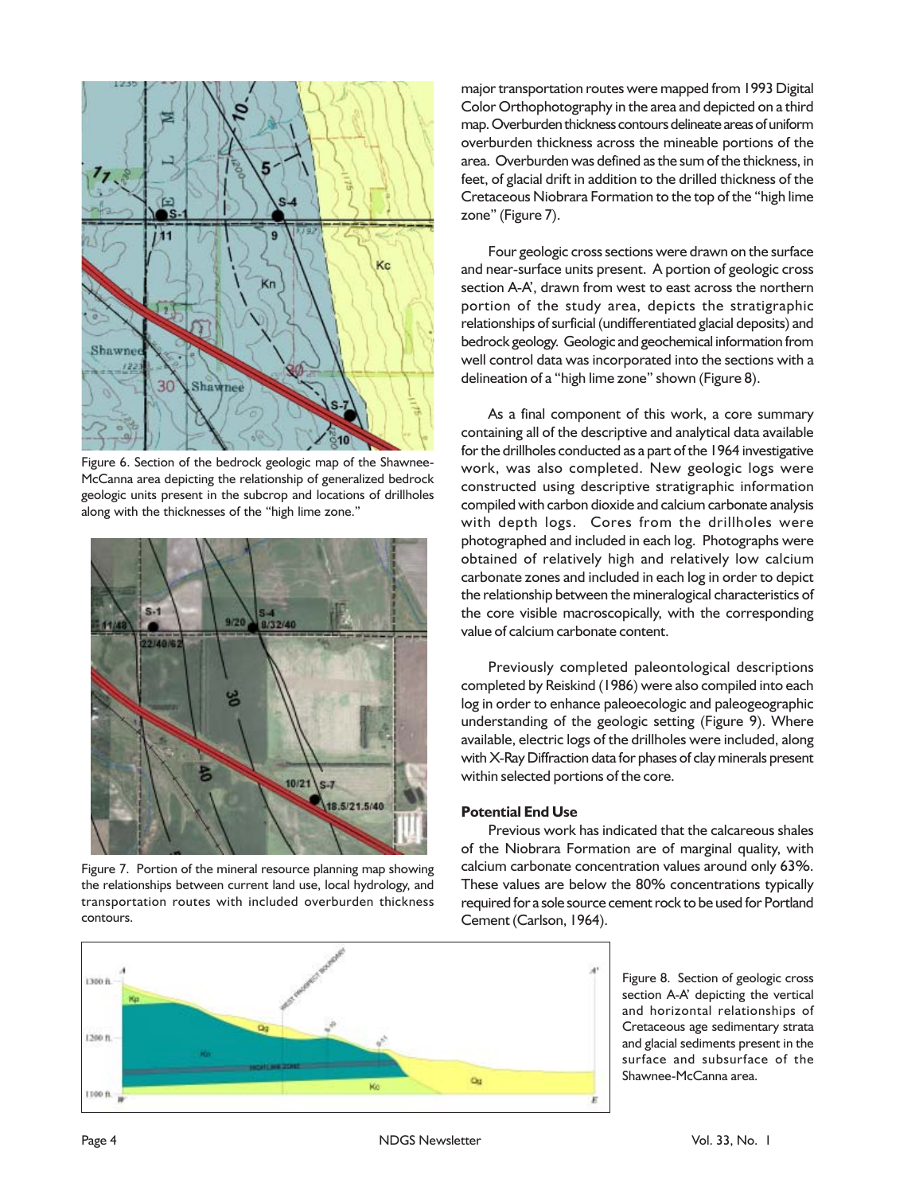Figure 6. Section of the bedrock geologic map of the Shawnee-McCanna area depicting the relationship of generalized bedrock geologic units present in the subcrop and locations of drillholes along with the thicknesses of the "high lime zone."

Figure 7. Portion of the mineral resource planning map showing the relationships between current land use, local hydrology, and transportation routes with included overburden thickness contours.

major transportation routes were mapped from 1993 Digital Color Orthophotography in the area and depicted on a third map. Overburden thickness contours delineate areas of uniform overburden thickness across the mineable portions of the area. Overburden was defined as the sum of the thickness, in feet, of glacial drift in addition to the drilled thickness of the Cretaceous Niobrara Formation to the top of the "high lime zone" (Figure 7).

Four geologic cross sections were drawn on the surface and near-surface units present. A portion of geologic cross section A-A', drawn from west to east across the northern portion of the study area, depicts the stratigraphic relationships of surficial (undifferentiated glacial deposits) and bedrock geology. Geologic and geochemical information from well control data was incorporated into the sections with a delineation of a "high lime zone" shown (Figure 8).

As a final component of this work, a core summary containing all of the descriptive and analytical data available for the drillholes conducted as a part of the 1964 investigative work, was also completed. New geologic logs were constructed using descriptive stratigraphic information compiled with carbon dioxide and calcium carbonate analysis with depth logs. Cores from the drillholes were photographed and included in each log. Photographs were obtained of relatively high and relatively low calcium carbonate zones and included in each log in order to depict the relationship between the mineralogical characteristics of the core visible macroscopically, with the corresponding value of calcium carbonate content.

Previously completed paleontological descriptions completed by Reiskind (1986) were also compiled into each log in order to enhance paleoecologic and paleogeographic understanding of the geologic setting (Figure 9). Where available, electric logs of the drillholes were included, along with X-Ray Diffraction data for phases of clay minerals present within selected portions of the core.

**Potential End Use**

Previous work has indicated that the calcareous shales of the Niobrara Formation are of marginal quality, with calcium carbonate concentration values around only 63%. These values are below the 80% concentrations typically required for a sole source cement rock to be used for Portland Cement (Carlson, 1964).

Figure 8. Section of geologic cross section A-A' depicting the vertical and horizontal relationships of Cretaceous age sedimentary strata and glacial sediments present in the surface and subsurface of the Shawnee-McCanna area.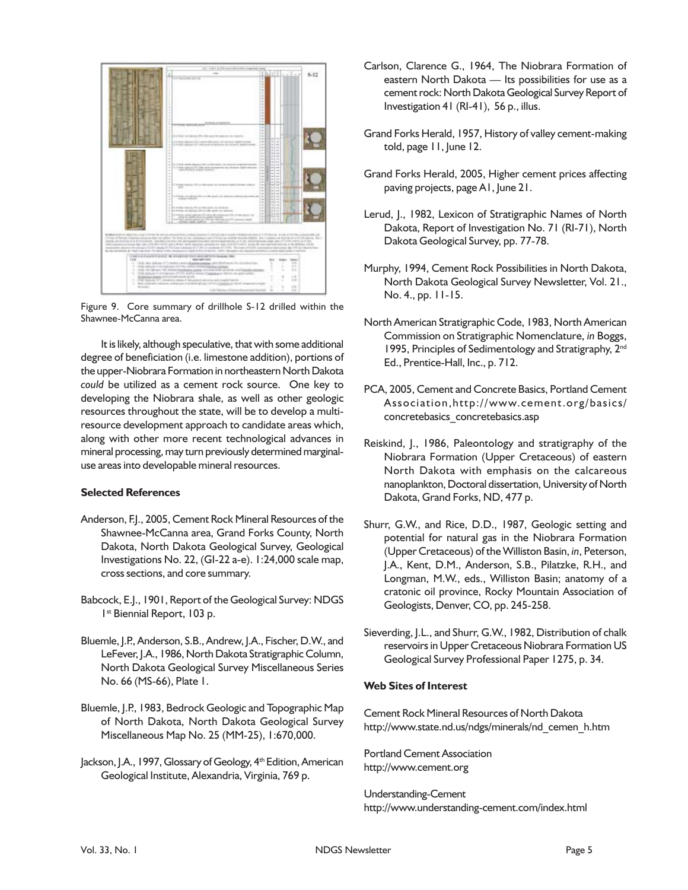Figure 9. Core summary of drillhole S-12 drilled within the Shawnee-McCanna area.

It is likely, although speculative, that with some additional degree of beneficiation (i.e. limestone addition), portions of the upper-Niobrara Formation in northeastern North Dakota *could* be utilized as a cement rock source. One key to developing the Niobrara shale, as well as other geologic resources throughout the state, will be to develop a multi-resource development approach to candidate areas which, along with other more recent technological advances in mineral processing, may turn previously determined marginal-use areas into developable mineral resources.

### Selected References

Anderson, F.J., 2005, Cement Rock Mineral Resources of the Shawnee-McCanna area, Grand Forks County, North Dakota, North Dakota Geological Survey, Geological Investigations No. 22, (GI-22 a-e). 1:24,000 scale map, cross sections, and core summary.

Babcock, E.J., 1901, Report of the Geological Survey: NDGS 1st Biennial Report, 103 p.

Bluemle, J.P., Anderson, S.B., Andrew, J.A., Fischer, D.W., and LeFever, J.A., 1986, North Dakota Stratigraphic Column, North Dakota Geological Survey Miscellaneous Series No. 66 (MS-66), Plate 1.

Bluemle, J.P., 1983, Bedrock Geologic and Topographic Map of North Dakota, North Dakota Geological Survey Miscellaneous Map No. 25 (MM-25), 1:670,000.

Jackson, J.A., 1997, Glossary of Geology, 4th Edition, American Geological Institute, Alexandria, Virginia, 769 p.

Carlson, Clarence G., 1964, The Niobrara Formation of eastern North Dakota — Its possibilities for use as a cement rock: North Dakota Geological Survey Report of Investigation 41 (RI-41), 56 p., illus.

Grand Forks Herald, 1957, History of valley cement-making told, page 11, June 12.

Grand Forks Herald, 2005, Higher cement prices affecting paving projects, page A1, June 21.

Lerud, J., 1982, Lexicon of Stratigraphic Names of North Dakota, Report of Investigation No. 71 (RI-71), North Dakota Geological Survey, pp. 77-78.

Murphy, 1994, Cement Rock Possibilities in North Dakota, North Dakota Geological Survey Newsletter, Vol. 21., No. 4., pp. 11-15.

North American Stratigraphic Code, 1983, North American Commission on Stratigraphic Nomenclature, *in* Boggs, 1995, Principles of Sedimentology and Stratigraphy, 2nd Ed., Prentice-Hall, Inc., p. 712.

PCA, 2005, Cement and Concrete Basics, Portland Cement Association, http://www.cement.org/basics/concretebasics_concretebasics.asp

Reiskind, J., 1986, Paleontology and stratigraphy of the Niobrara Formation (Upper Cretaceous) of eastern North Dakota with emphasis on the calcareous nanoplankton, Doctoral dissertation, University of North Dakota, Grand Forks, ND, 477 p.

Shurr, G.W., and Rice, D.D., 1987, Geologic setting and potential for natural gas in the Niobrara Formation (Upper Cretaceous) of the Williston Basin, *in*, Peterson, J.A., Kent, D.M., Anderson, S.B., Pilatzke, R.H., and Longman, M.W., eds., Williston Basin; anatomy of a cratonic oil province, Rocky Mountain Association of Geologists, Denver, CO, pp. 245-258.

Sieverding, J.L., and Shurr, G.W., 1982, Distribution of chalk reservoirs in Upper Cretaceous Niobrara Formation US Geological Survey Professional Paper 1275, p. 34.

### Web Sites of Interest

Cement Rock Mineral Resources of North Dakota
http://www.state.nd.us/ndgs/minerals/nd_cemen_h.htm

Portland Cement Association
http://www.cement.org

Understanding-Cement
http://www.understanding-cement.com/index.html